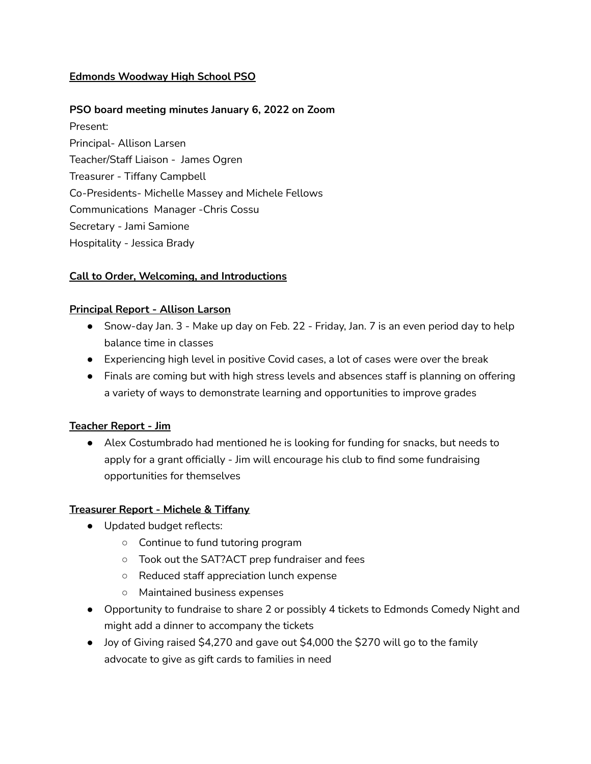**Edmonds Woodway High School PSO**

**PSO board meeting minutes January 6, 2022 on Zoom**

Present:
Principal- Allison Larsen
Teacher/Staff Liaison - James Ogren
Treasurer - Tiffany Campbell
Co-Presidents- Michelle Massey and Michele Fellows
Communications Manager -Chris Cossu
Secretary - Jami Samione
Hospitality - Jessica Brady

**Call to Order, Welcoming, and Introductions**

**Principal Report - Allison Larson**

- Snow-day Jan. 3 - Make up day on Feb. 22 - Friday, Jan. 7 is an even period day to help balance time in classes
- Experiencing high level in positive Covid cases, a lot of cases were over the break
- Finals are coming but with high stress levels and absences staff is planning on offering a variety of ways to demonstrate learning and opportunities to improve grades

**Teacher Report - Jim**

- Alex Costumbrado had mentioned he is looking for funding for snacks, but needs to apply for a grant officially - Jim will encourage his club to find some fundraising opportunities for themselves

**Treasurer Report - Michele & Tiffany**

- Updated budget reflects:
  - Continue to fund tutoring program
  - Took out the SAT?ACT prep fundraiser and fees
  - Reduced staff appreciation lunch expense
  - Maintained business expenses
- Opportunity to fundraise to share 2 or possibly 4 tickets to Edmonds Comedy Night and might add a dinner to accompany the tickets
- Joy of Giving raised $4,270 and gave out $4,000 the $270 will go to the family advocate to give as gift cards to families in need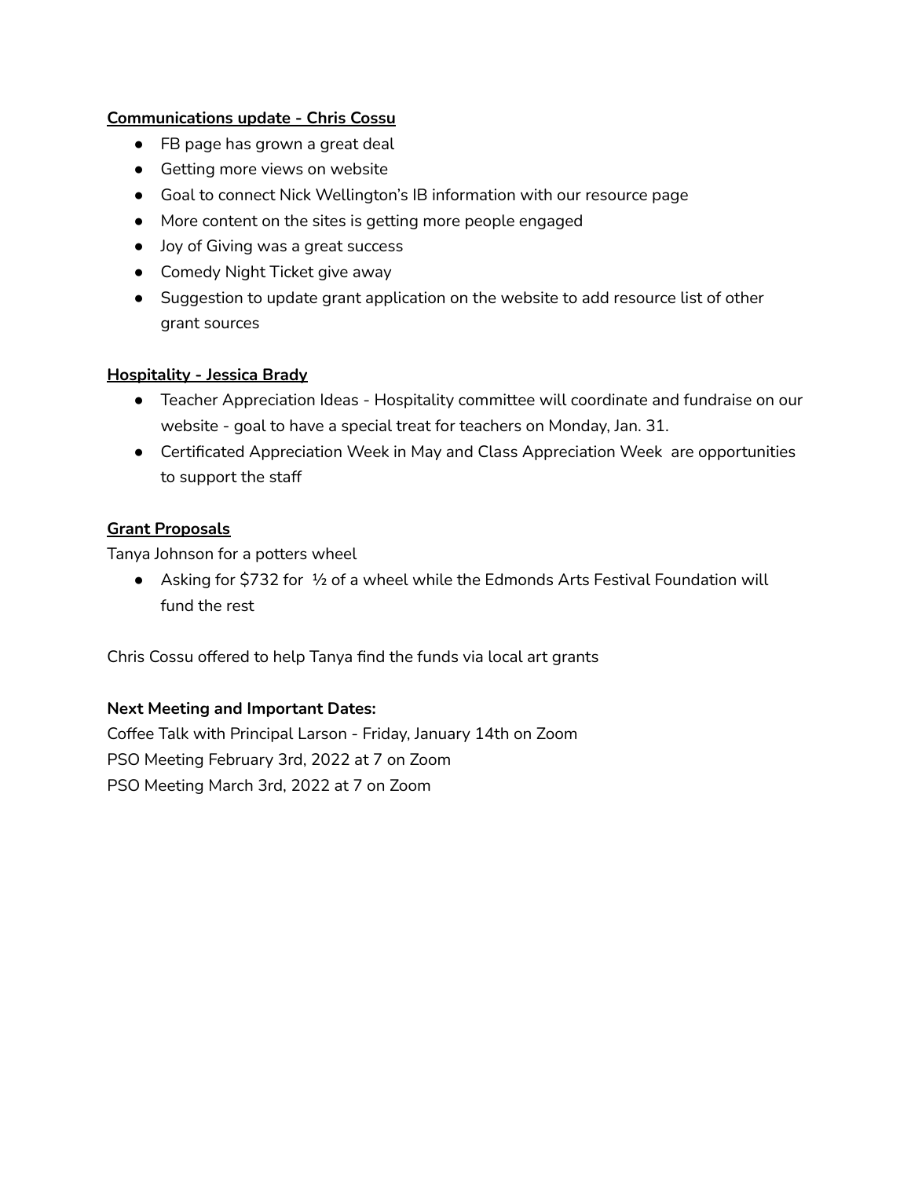**<u>Communications update - Chris Cossu</u>**

- FB page has grown a great deal
- Getting more views on website
- Goal to connect Nick Wellington's IB information with our resource page
- More content on the sites is getting more people engaged
- Joy of Giving was a great success
- Comedy Night Ticket give away
- Suggestion to update grant application on the website to add resource list of other grant sources

**<u>Hospitality - Jessica Brady</u>**

- Teacher Appreciation Ideas - Hospitality committee will coordinate and fundraise on our website - goal to have a special treat for teachers on Monday, Jan. 31.
- Certificated Appreciation Week in May and Class Appreciation Week are opportunities to support the staff

**<u>Grant Proposals</u>**

Tanya Johnson for a potters wheel

- Asking for $732 for ½ of a wheel while the Edmonds Arts Festival Foundation will fund the rest

Chris Cossu offered to help Tanya find the funds via local art grants

**Next Meeting and Important Dates:**

Coffee Talk with Principal Larson - Friday, January 14th on Zoom

PSO Meeting February 3rd, 2022 at 7 on Zoom

PSO Meeting March 3rd, 2022 at 7 on Zoom